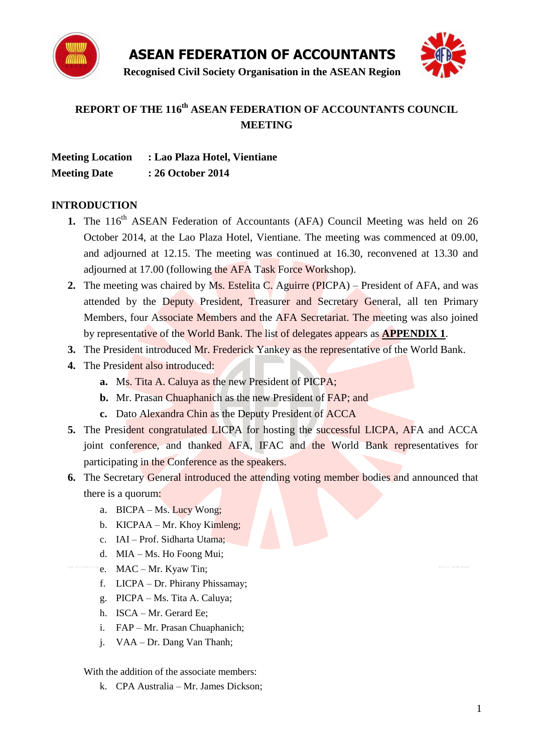# ASEAN FEDERATION OF ACCOUNTANTS

**Recognised Civil Society Organisation in the ASEAN Region**

## REPORT OF THE 116th ASEAN FEDERATION OF ACCOUNTANTS COUNCIL MEETING

**Meeting Location : Lao Plaza Hotel, Vientiane**

**Meeting Date : 26 October 2014**

### INTRODUCTION

1. The 116th ASEAN Federation of Accountants (AFA) Council Meeting was held on 26 October 2014, at the Lao Plaza Hotel, Vientiane. The meeting was commenced at 09.00, and adjourned at 12.15. The meeting was continued at 16.30, reconvened at 13.30 and adjourned at 17.00 (following the AFA Task Force Workshop).
2. The meeting was chaired by Ms. Estelita C. Aguirre (PICPA) – President of AFA, and was attended by the Deputy President, Treasurer and Secretary General, all ten Primary Members, four Associate Members and the AFA Secretariat. The meeting was also joined by representative of the World Bank. The list of delegates appears as **APPENDIX 1**.
3. The President introduced Mr. Frederick Yankey as the representative of the World Bank.
4. The President also introduced:
   - **a.** Ms. Tita A. Caluya as the new President of PICPA;
   - **b.** Mr. Prasan Chuaphanich as the new President of FAP; and
   - **c.** Dato Alexandra Chin as the Deputy President of ACCA
5. The President congratulated LICPA for hosting the successful LICPA, AFA and ACCA joint conference, and thanked AFA, IFAC and the World Bank representatives for participating in the Conference as the speakers.
6. The Secretary General introduced the attending voting member bodies and announced that there is a quorum:
   - a. BICPA – Ms. Lucy Wong;
   - b. KICPAA – Mr. Khoy Kimleng;
   - c. IAI – Prof. Sidharta Utama;
   - d. MIA – Ms. Ho Foong Mui;
   - e. MAC – Mr. Kyaw Tin;
   - f. LICPA – Dr. Phirany Phissamay;
   - g. PICPA – Ms. Tita A. Caluya;
   - h. ISCA – Mr. Gerard Ee;
   - i. FAP – Mr. Prasan Chuaphanich;
   - j. VAA – Dr. Dang Van Thanh;

   With the addition of the associate members:
   - k. CPA Australia – Mr. James Dickson;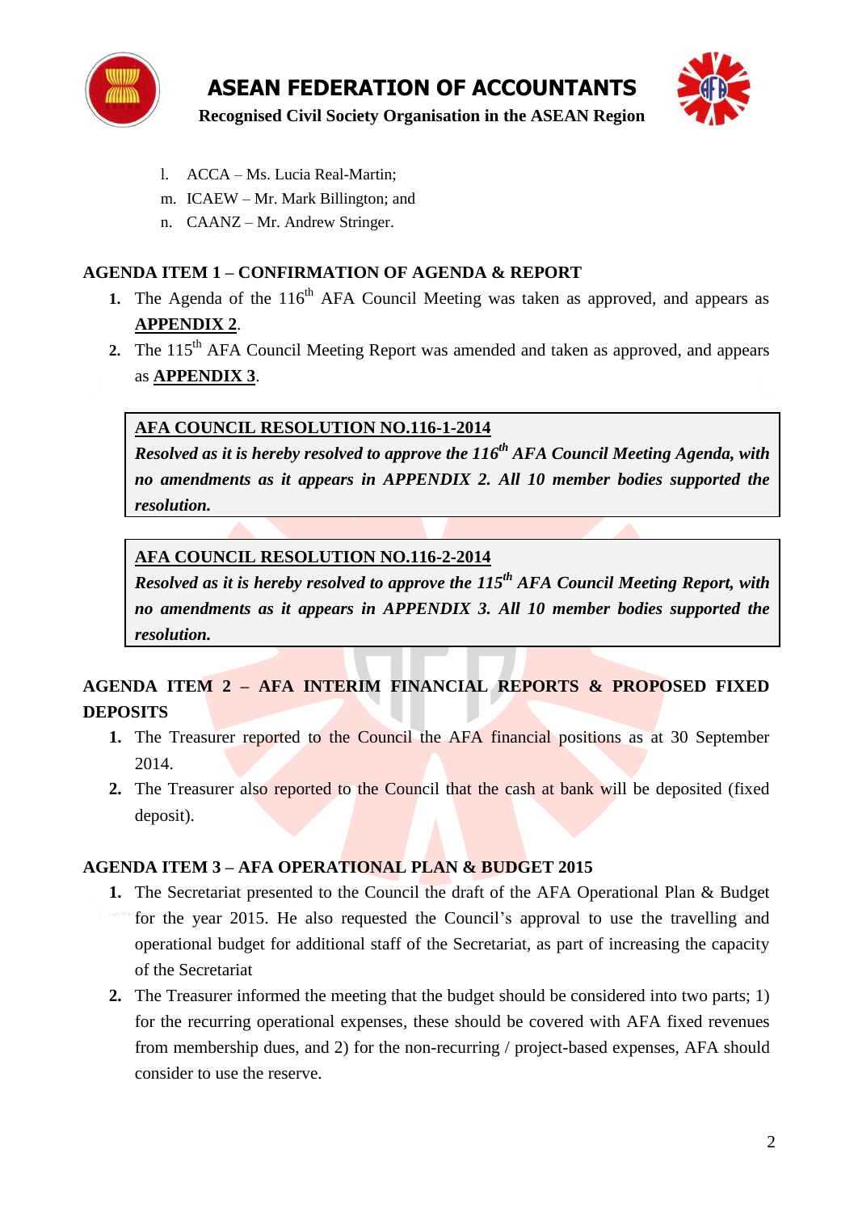l. ACCA – Ms. Lucia Real-Martin;
m. ICAEW – Mr. Mark Billington; and
n. CAANZ – Mr. Andrew Stringer.

**AGENDA ITEM 1 – CONFIRMATION OF AGENDA & REPORT**

1. The Agenda of the 116th AFA Council Meeting was taken as approved, and appears as **APPENDIX 2**.
2. The 115th AFA Council Meeting Report was amended and taken as approved, and appears as **APPENDIX 3**.

> **AFA COUNCIL RESOLUTION NO.116-1-2014**
> ***Resolved as it is hereby resolved to approve the 116th AFA Council Meeting Agenda, with no amendments as it appears in APPENDIX 2. All 10 member bodies supported the resolution.***

> **AFA COUNCIL RESOLUTION NO.116-2-2014**
> ***Resolved as it is hereby resolved to approve the 115th AFA Council Meeting Report, with no amendments as it appears in APPENDIX 3. All 10 member bodies supported the resolution.***

**AGENDA ITEM 2 – AFA INTERIM FINANCIAL REPORTS & PROPOSED FIXED DEPOSITS**

1. The Treasurer reported to the Council the AFA financial positions as at 30 September 2014.
2. The Treasurer also reported to the Council that the cash at bank will be deposited (fixed deposit).

**AGENDA ITEM 3 – AFA OPERATIONAL PLAN & BUDGET 2015**

1. The Secretariat presented to the Council the draft of the AFA Operational Plan & Budget for the year 2015. He also requested the Council's approval to use the travelling and operational budget for additional staff of the Secretariat, as part of increasing the capacity of the Secretariat
2. The Treasurer informed the meeting that the budget should be considered into two parts; 1) for the recurring operational expenses, these should be covered with AFA fixed revenues from membership dues, and 2) for the non-recurring / project-based expenses, AFA should consider to use the reserve.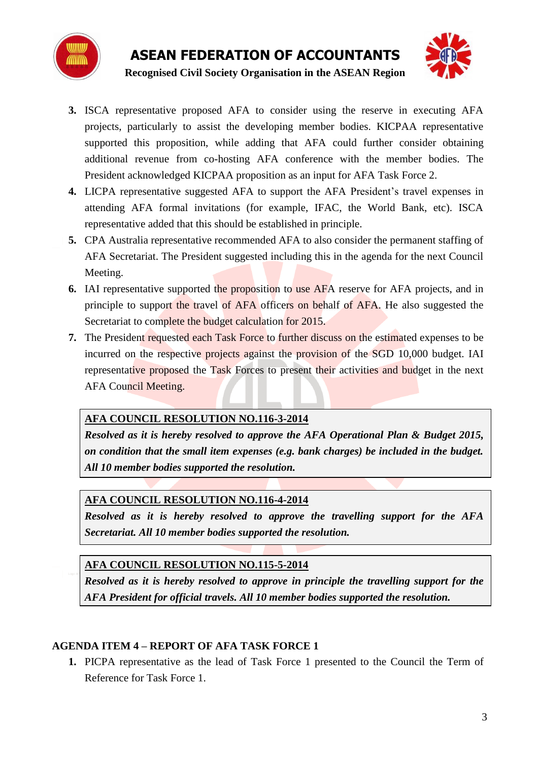3. ISCA representative proposed AFA to consider using the reserve in executing AFA projects, particularly to assist the developing member bodies. KICPAA representative supported this proposition, while adding that AFA could further consider obtaining additional revenue from co-hosting AFA conference with the member bodies. The President acknowledged KICPAA proposition as an input for AFA Task Force 2.
4. LICPA representative suggested AFA to support the AFA President's travel expenses in attending AFA formal invitations (for example, IFAC, the World Bank, etc). ISCA representative added that this should be established in principle.
5. CPA Australia representative recommended AFA to also consider the permanent staffing of AFA Secretariat. The President suggested including this in the agenda for the next Council Meeting.
6. IAI representative supported the proposition to use AFA reserve for AFA projects, and in principle to support the travel of AFA officers on behalf of AFA. He also suggested the Secretariat to complete the budget calculation for 2015.
7. The President requested each Task Force to further discuss on the estimated expenses to be incurred on the respective projects against the provision of the SGD 10,000 budget. IAI representative proposed the Task Forces to present their activities and budget in the next AFA Council Meeting.

> **<u>AFA COUNCIL RESOLUTION NO.116-3-2014</u>**
> ***Resolved as it is hereby resolved to approve the AFA Operational Plan & Budget 2015, on condition that the small item expenses (e.g. bank charges) be included in the budget. All 10 member bodies supported the resolution.***

> **<u>AFA COUNCIL RESOLUTION NO.116-4-2014</u>**
> ***Resolved as it is hereby resolved to approve the travelling support for the AFA Secretariat. All 10 member bodies supported the resolution.***

> **<u>AFA COUNCIL RESOLUTION NO.115-5-2014</u>**
> ***Resolved as it is hereby resolved to approve in principle the travelling support for the AFA President for official travels. All 10 member bodies supported the resolution.***

## AGENDA ITEM 4 – REPORT OF AFA TASK FORCE 1

1. PICPA representative as the lead of Task Force 1 presented to the Council the Term of Reference for Task Force 1.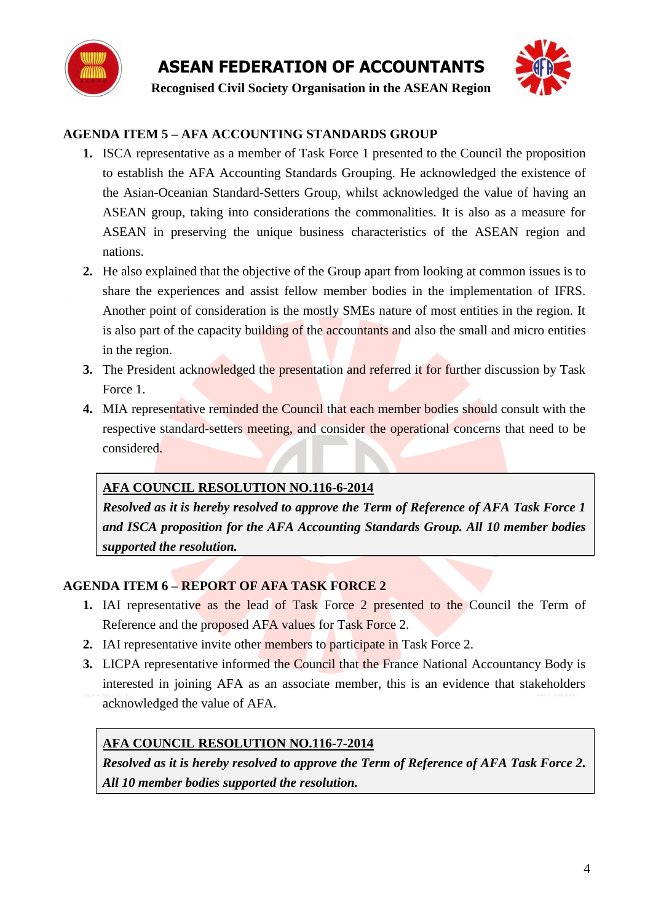## AGENDA ITEM 5 – AFA ACCOUNTING STANDARDS GROUP

1. ISCA representative as a member of Task Force 1 presented to the Council the proposition to establish the AFA Accounting Standards Grouping. He acknowledged the existence of the Asian-Oceanian Standard-Setters Group, whilst acknowledged the value of having an ASEAN group, taking into considerations the commonalities. It is also as a measure for ASEAN in preserving the unique business characteristics of the ASEAN region and nations.
2. He also explained that the objective of the Group apart from looking at common issues is to share the experiences and assist fellow member bodies in the implementation of IFRS. Another point of consideration is the mostly SMEs nature of most entities in the region. It is also part of the capacity building of the accountants and also the small and micro entities in the region.
3. The President acknowledged the presentation and referred it for further discussion by Task Force 1.
4. MIA representative reminded the Council that each member bodies should consult with the respective standard-setters meeting, and consider the operational concerns that need to be considered.

> **<u>AFA COUNCIL RESOLUTION NO.116-6-2014</u>**
> ***Resolved as it is hereby resolved to approve the Term of Reference of AFA Task Force 1 and ISCA proposition for the AFA Accounting Standards Group. All 10 member bodies supported the resolution.***

## AGENDA ITEM 6 – REPORT OF AFA TASK FORCE 2

1. IAI representative as the lead of Task Force 2 presented to the Council the Term of Reference and the proposed AFA values for Task Force 2.
2. IAI representative invite other members to participate in Task Force 2.
3. LICPA representative informed the Council that the France National Accountancy Body is interested in joining AFA as an associate member, this is an evidence that stakeholders acknowledged the value of AFA.

> **<u>AFA COUNCIL RESOLUTION NO.116-7-2014</u>**
> ***Resolved as it is hereby resolved to approve the Term of Reference of AFA Task Force 2. All 10 member bodies supported the resolution.***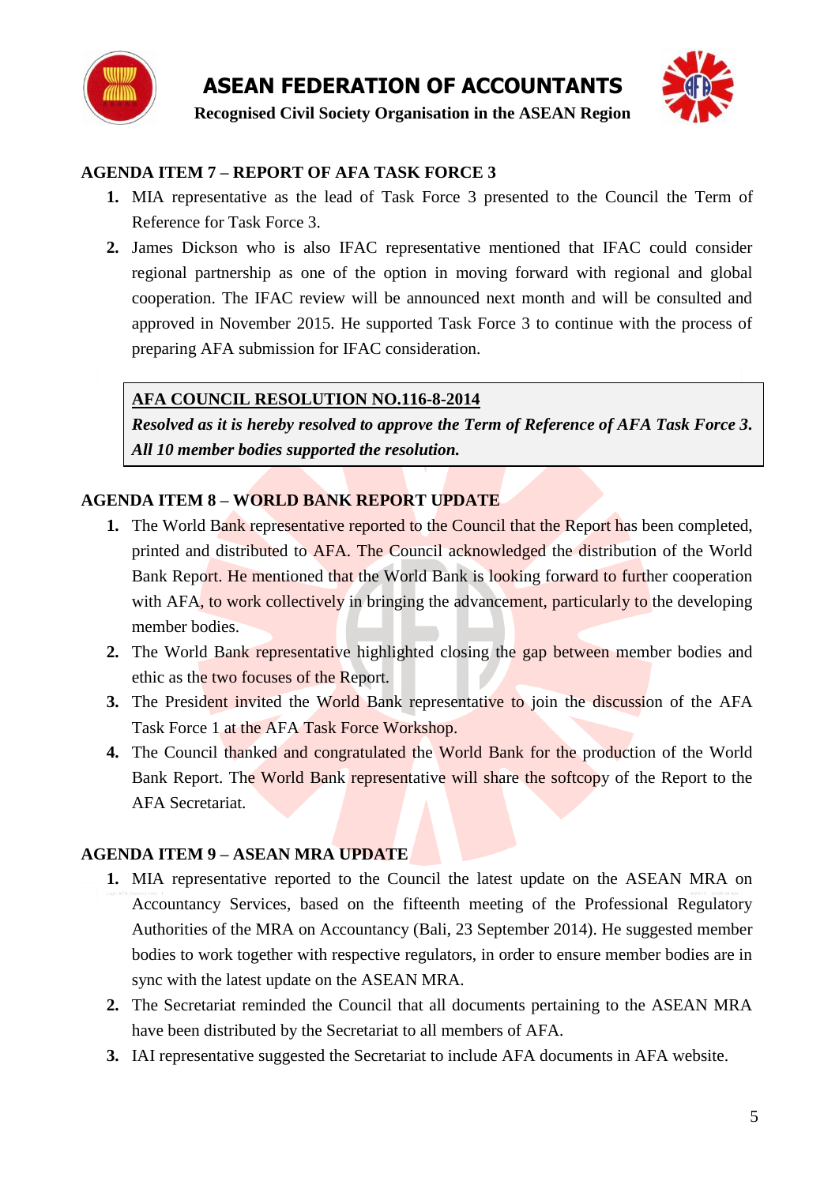## AGENDA ITEM 7 – REPORT OF AFA TASK FORCE 3

1. MIA representative as the lead of Task Force 3 presented to the Council the Term of Reference for Task Force 3.
2. James Dickson who is also IFAC representative mentioned that IFAC could consider regional partnership as one of the option in moving forward with regional and global cooperation. The IFAC review will be announced next month and will be consulted and approved in November 2015. He supported Task Force 3 to continue with the process of preparing AFA submission for IFAC consideration.

> **AFA COUNCIL RESOLUTION NO.116-8-2014**
> ***Resolved as it is hereby resolved to approve the Term of Reference of AFA Task Force 3. All 10 member bodies supported the resolution.***

## AGENDA ITEM 8 – WORLD BANK REPORT UPDATE

1. The World Bank representative reported to the Council that the Report has been completed, printed and distributed to AFA. The Council acknowledged the distribution of the World Bank Report. He mentioned that the World Bank is looking forward to further cooperation with AFA, to work collectively in bringing the advancement, particularly to the developing member bodies.
2. The World Bank representative highlighted closing the gap between member bodies and ethic as the two focuses of the Report.
3. The President invited the World Bank representative to join the discussion of the AFA Task Force 1 at the AFA Task Force Workshop.
4. The Council thanked and congratulated the World Bank for the production of the World Bank Report. The World Bank representative will share the softcopy of the Report to the AFA Secretariat.

## AGENDA ITEM 9 – ASEAN MRA UPDATE

1. MIA representative reported to the Council the latest update on the ASEAN MRA on Accountancy Services, based on the fifteenth meeting of the Professional Regulatory Authorities of the MRA on Accountancy (Bali, 23 September 2014). He suggested member bodies to work together with respective regulators, in order to ensure member bodies are in sync with the latest update on the ASEAN MRA.
2. The Secretariat reminded the Council that all documents pertaining to the ASEAN MRA have been distributed by the Secretariat to all members of AFA.
3. IAI representative suggested the Secretariat to include AFA documents in AFA website.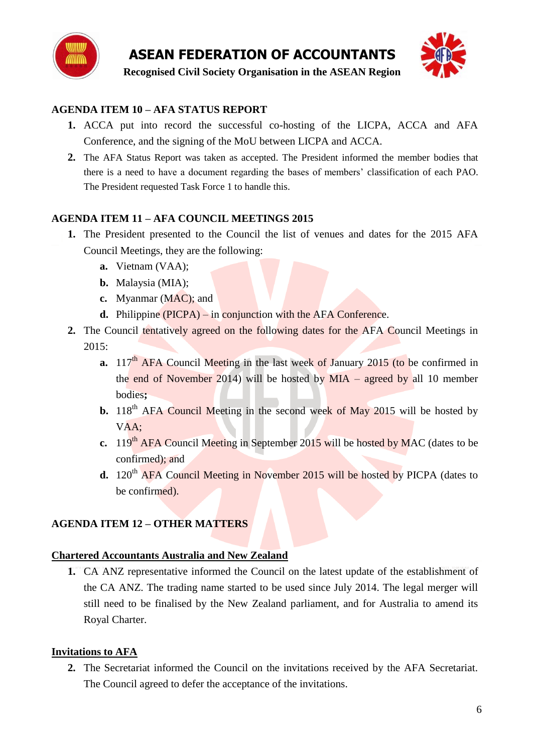## AGENDA ITEM 10 – AFA STATUS REPORT

1. ACCA put into record the successful co-hosting of the LICPA, ACCA and AFA Conference, and the signing of the MoU between LICPA and ACCA.
2. The AFA Status Report was taken as accepted. The President informed the member bodies that there is a need to have a document regarding the bases of members' classification of each PAO. The President requested Task Force 1 to handle this.

## AGENDA ITEM 11 – AFA COUNCIL MEETINGS 2015

1. The President presented to the Council the list of venues and dates for the 2015 AFA Council Meetings, they are the following:
   - **a.** Vietnam (VAA);
   - **b.** Malaysia (MIA);
   - **c.** Myanmar (MAC); and
   - **d.** Philippine (PICPA) – in conjunction with the AFA Conference.
2. The Council tentatively agreed on the following dates for the AFA Council Meetings in 2015:
   - **a.** 117th AFA Council Meeting in the last week of January 2015 (to be confirmed in the end of November 2014) will be hosted by MIA – agreed by all 10 member bodies**;**
   - **b.** 118th AFA Council Meeting in the second week of May 2015 will be hosted by VAA;
   - **c.** 119th AFA Council Meeting in September 2015 will be hosted by MAC (dates to be confirmed); and
   - **d.** 120th AFA Council Meeting in November 2015 will be hosted by PICPA (dates to be confirmed).

## AGENDA ITEM 12 – OTHER MATTERS

### <u>Chartered Accountants Australia and New Zealand</u>

1. CA ANZ representative informed the Council on the latest update of the establishment of the CA ANZ. The trading name started to be used since July 2014. The legal merger will still need to be finalised by the New Zealand parliament, and for Australia to amend its Royal Charter.

### <u>Invitations to AFA</u>

2. The Secretariat informed the Council on the invitations received by the AFA Secretariat. The Council agreed to defer the acceptance of the invitations.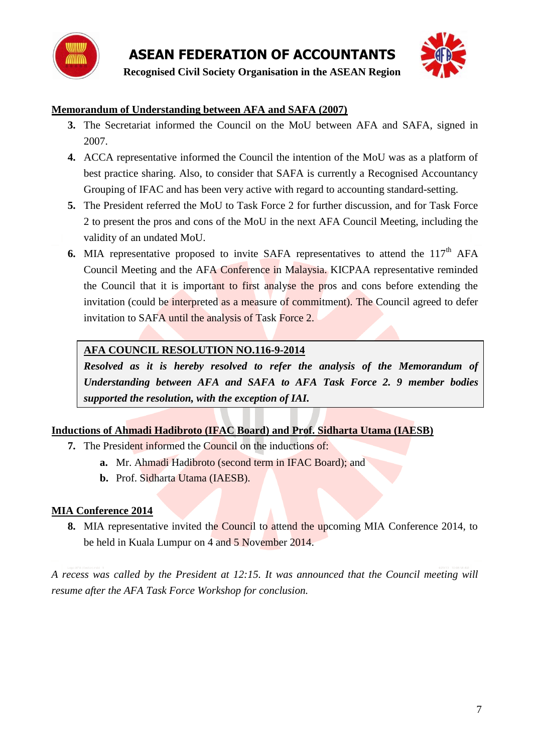## Memorandum of Understanding between AFA and SAFA (2007)

3. The Secretariat informed the Council on the MoU between AFA and SAFA, signed in 2007.
4. ACCA representative informed the Council the intention of the MoU was as a platform of best practice sharing. Also, to consider that SAFA is currently a Recognised Accountancy Grouping of IFAC and has been very active with regard to accounting standard-setting.
5. The President referred the MoU to Task Force 2 for further discussion, and for Task Force 2 to present the pros and cons of the MoU in the next AFA Council Meeting, including the validity of an undated MoU.
6. MIA representative proposed to invite SAFA representatives to attend the 117th AFA Council Meeting and the AFA Conference in Malaysia. KICPAA representative reminded the Council that it is important to first analyse the pros and cons before extending the invitation (could be interpreted as a measure of commitment). The Council agreed to defer invitation to SAFA until the analysis of Task Force 2.

**AFA COUNCIL RESOLUTION NO.116-9-2014**

***Resolved as it is hereby resolved to refer the analysis of the Memorandum of Understanding between AFA and SAFA to AFA Task Force 2. 9 member bodies supported the resolution, with the exception of IAI.***

## Inductions of Ahmadi Hadibroto (IFAC Board) and Prof. Sidharta Utama (IAESB)

7. The President informed the Council on the inductions of:
   a. Mr. Ahmadi Hadibroto (second term in IFAC Board); and
   b. Prof. Sidharta Utama (IAESB).

## MIA Conference 2014

8. MIA representative invited the Council to attend the upcoming MIA Conference 2014, to be held in Kuala Lumpur on 4 and 5 November 2014.

*A recess was called by the President at 12:15. It was announced that the Council meeting will resume after the AFA Task Force Workshop for conclusion.*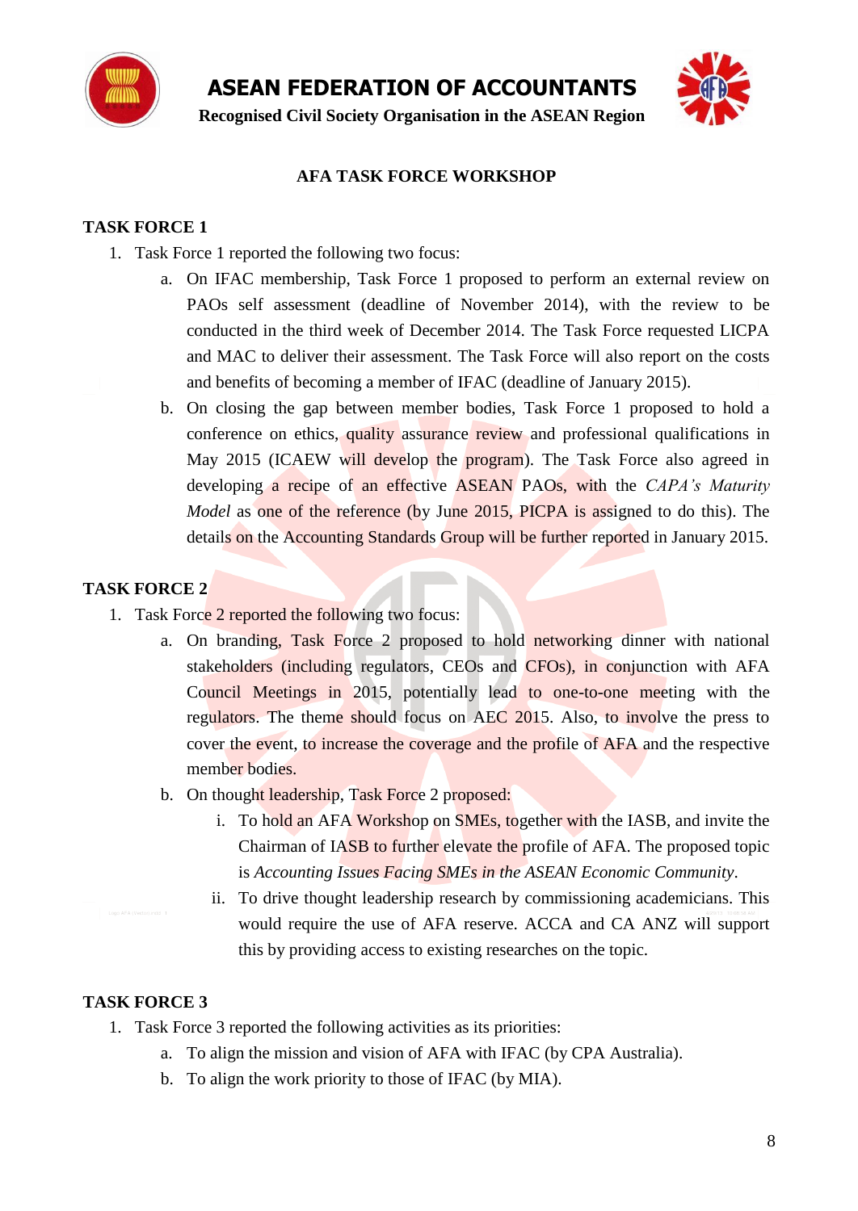# ASEAN FEDERATION OF ACCOUNTANTS

**Recognised Civil Society Organisation in the ASEAN Region**

## AFA TASK FORCE WORKSHOP

### TASK FORCE 1

1. Task Force 1 reported the following two focus:
   a. On IFAC membership, Task Force 1 proposed to perform an external review on PAOs self assessment (deadline of November 2014), with the review to be conducted in the third week of December 2014. The Task Force requested LICPA and MAC to deliver their assessment. The Task Force will also report on the costs and benefits of becoming a member of IFAC (deadline of January 2015).
   b. On closing the gap between member bodies, Task Force 1 proposed to hold a conference on ethics, quality assurance review and professional qualifications in May 2015 (ICAEW will develop the program). The Task Force also agreed in developing a recipe of an effective ASEAN PAOs, with the *CAPA's Maturity Model* as one of the reference (by June 2015, PICPA is assigned to do this). The details on the Accounting Standards Group will be further reported in January 2015.

### TASK FORCE 2

1. Task Force 2 reported the following two focus:
   a. On branding, Task Force 2 proposed to hold networking dinner with national stakeholders (including regulators, CEOs and CFOs), in conjunction with AFA Council Meetings in 2015, potentially lead to one-to-one meeting with the regulators. The theme should focus on AEC 2015. Also, to involve the press to cover the event, to increase the coverage and the profile of AFA and the respective member bodies.
   b. On thought leadership, Task Force 2 proposed:
      i. To hold an AFA Workshop on SMEs, together with the IASB, and invite the Chairman of IASB to further elevate the profile of AFA. The proposed topic is *Accounting Issues Facing SMEs in the ASEAN Economic Community*.
      ii. To drive thought leadership research by commissioning academicians. This would require the use of AFA reserve. ACCA and CA ANZ will support this by providing access to existing researches on the topic.

### TASK FORCE 3

1. Task Force 3 reported the following activities as its priorities:
   a. To align the mission and vision of AFA with IFAC (by CPA Australia).
   b. To align the work priority to those of IFAC (by MIA).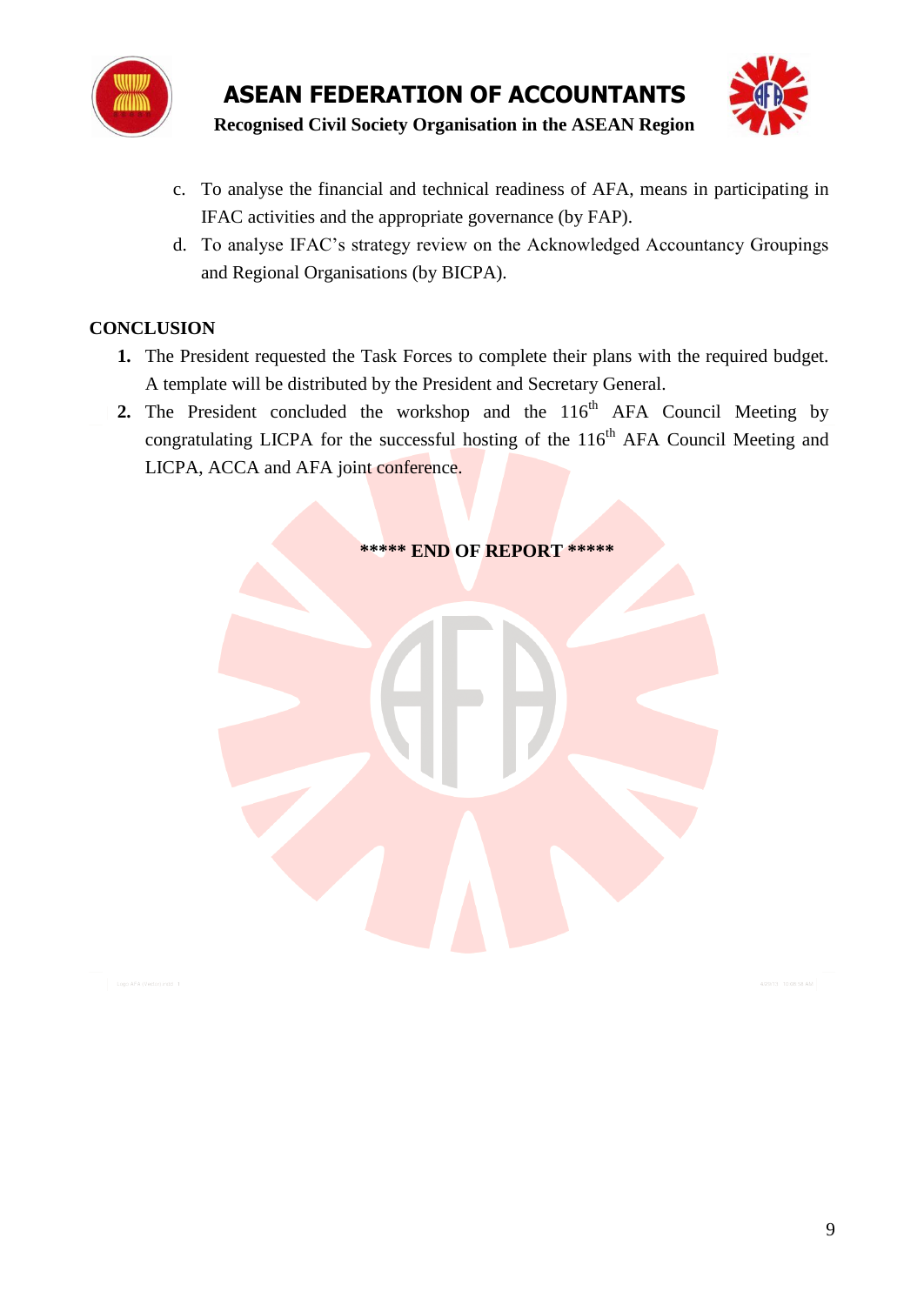c. To analyse the financial and technical readiness of AFA, means in participating in IFAC activities and the appropriate governance (by FAP).

d. To analyse IFAC's strategy review on the Acknowledged Accountancy Groupings and Regional Organisations (by BICPA).

## CONCLUSION

1. The President requested the Task Forces to complete their plans with the required budget. A template will be distributed by the President and Secretary General.
2. The President concluded the workshop and the 116th AFA Council Meeting by congratulating LICPA for the successful hosting of the 116th AFA Council Meeting and LICPA, ACCA and AFA joint conference.

**\*\*\*\*\* END OF REPORT \*\*\*\*\***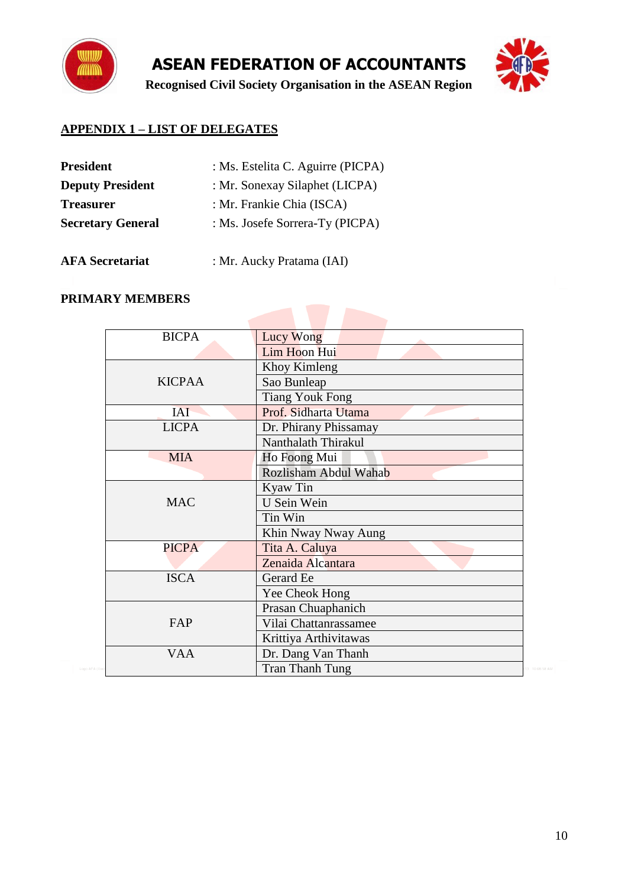ASEAN FEDERATION OF ACCOUNTANTS

Recognised Civil Society Organisation in the ASEAN Region

## APPENDIX 1 – LIST OF DELEGATES

**President** : Ms. Estelita C. Aguirre (PICPA)

**Deputy President** : Mr. Sonexay Silaphet (LICPA)

**Treasurer** : Mr. Frankie Chia (ISCA)

**Secretary General** : Ms. Josefe Sorrera-Ty (PICPA)

**AFA Secretariat** : Mr. Aucky Pratama (IAI)

**PRIMARY MEMBERS**

| Member | Delegate |
|---|---|
| BICPA | Lucy Wong |
| | Lim Hoon Hui |
| KICPAA | Khoy Kimleng |
| | Sao Bunleap |
| | Tiang Youk Fong |
| IAI | Prof. Sidharta Utama |
| LICPA | Dr. Phirany Phissamay |
| | Nanthalath Thirakul |
| MIA | Ho Foong Mui |
| | Rozlisham Abdul Wahab |
| MAC | Kyaw Tin |
| | U Sein Wein |
| | Tin Win |
| | Khin Nway Nway Aung |
| PICPA | Tita A. Caluya |
| | Zenaida Alcantara |
| ISCA | Gerard Ee |
| | Yee Cheok Hong |
| FAP | Prasan Chuaphanich |
| | Vilai Chattanrassamee |
| | Krittiya Arthivitawas |
| VAA | Dr. Dang Van Thanh |
| | Tran Thanh Tung |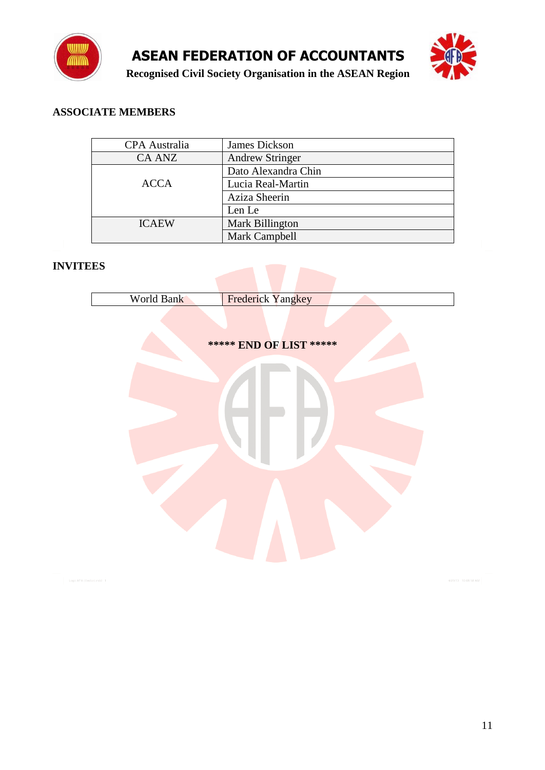## ASSOCIATE MEMBERS

| | |
|---|---|
| CPA Australia | James Dickson |
| CA ANZ | Andrew Stringer |
| ACCA | Dato Alexandra Chin |
| | Lucia Real-Martin |
| | Aziza Sheerin |
| | Len Le |
| ICAEW | Mark Billington |
| | Mark Campbell |

## INVITEES

| | |
|---|---|
| World Bank | Frederick Yangkey |

**\*\*\*\*\* END OF LIST \*\*\*\*\***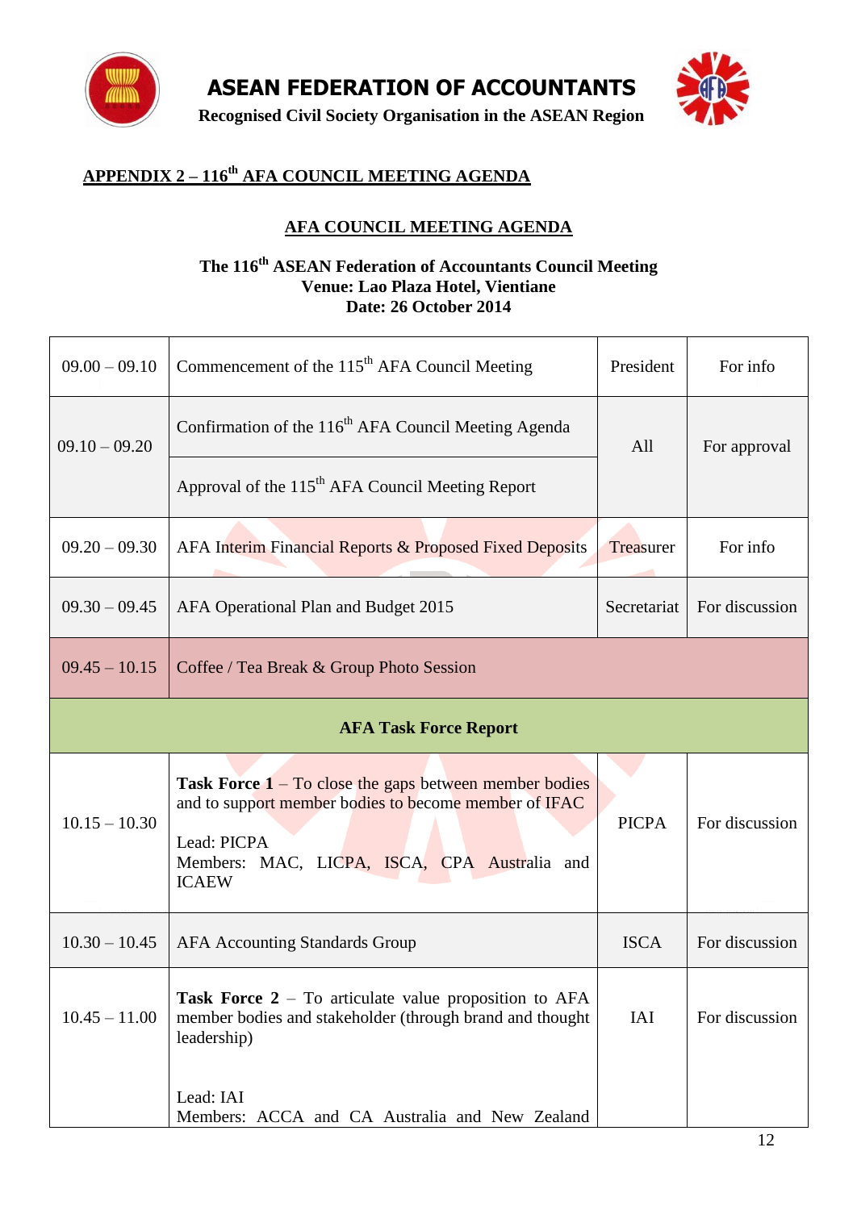# ASEAN FEDERATION OF ACCOUNTANTS

**Recognised Civil Society Organisation in the ASEAN Region**

## APPENDIX 2 – 116th AFA COUNCIL MEETING AGENDA

### AFA COUNCIL MEETING AGENDA

**The 116th ASEAN Federation of Accountants Council Meeting**
**Venue: Lao Plaza Hotel, Vientiane**
**Date: 26 October 2014**

| | | | |
|---|---|---|---|
| 09.00 – 09.10 | Commencement of the 115th AFA Council Meeting | President | For info |
| 09.10 – 09.20 | Confirmation of the 116th AFA Council Meeting Agenda | All | For approval |
| | Approval of the 115th AFA Council Meeting Report | | |
| 09.20 – 09.30 | AFA Interim Financial Reports & Proposed Fixed Deposits | Treasurer | For info |
| 09.30 – 09.45 | AFA Operational Plan and Budget 2015 | Secretariat | For discussion |
| 09.45 – 10.15 | Coffee / Tea Break & Group Photo Session | | |
| **AFA Task Force Report** | | | |
| 10.15 – 10.30 | **Task Force 1** – To close the gaps between member bodies and to support member bodies to become member of IFAC<br><br>Lead: PICPA<br>Members: MAC, LICPA, ISCA, CPA Australia and ICAEW | PICPA | For discussion |
| 10.30 – 10.45 | AFA Accounting Standards Group | ISCA | For discussion |
| 10.45 – 11.00 | **Task Force 2** – To articulate value proposition to AFA member bodies and stakeholder (through brand and thought leadership)<br><br>Lead: IAI<br>Members: ACCA and CA Australia and New Zealand | IAI | For discussion |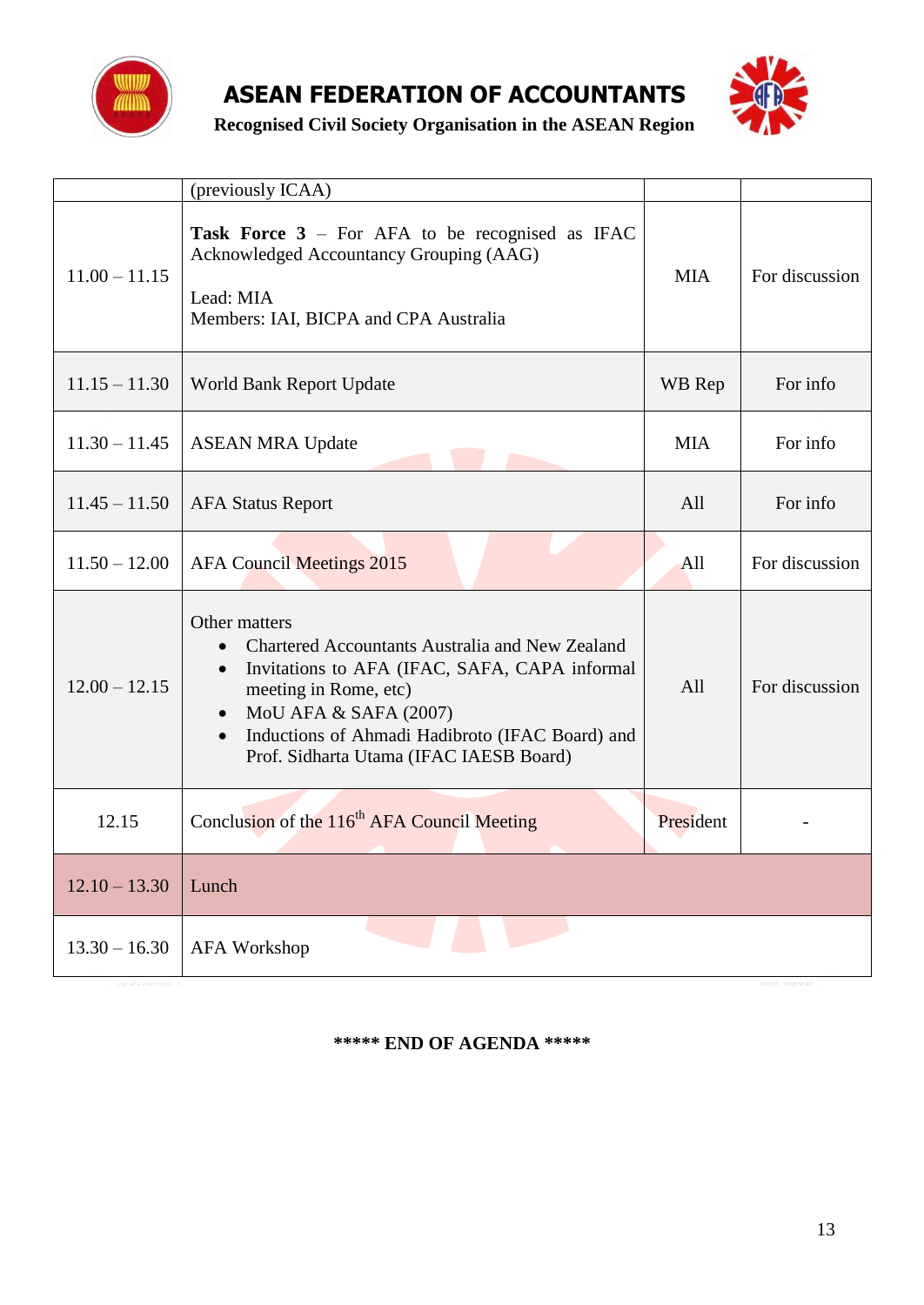# ASEAN FEDERATION OF ACCOUNTANTS

**Recognised Civil Society Organisation in the ASEAN Region**

| | | | |
|---|---|---|---|
| | (previously ICAA) | | |
| 11.00 – 11.15 | **Task Force 3** – For AFA to be recognised as IFAC Acknowledged Accountancy Grouping (AAG)<br><br>Lead: MIA<br>Members: IAI, BICPA and CPA Australia | MIA | For discussion |
| 11.15 – 11.30 | World Bank Report Update | WB Rep | For info |
| 11.30 – 11.45 | ASEAN MRA Update | MIA | For info |
| 11.45 – 11.50 | AFA Status Report | All | For info |
| 11.50 – 12.00 | AFA Council Meetings 2015 | All | For discussion |
| 12.00 – 12.15 | Other matters<br>• Chartered Accountants Australia and New Zealand<br>• Invitations to AFA (IFAC, SAFA, CAPA informal meeting in Rome, etc)<br>• MoU AFA & SAFA (2007)<br>• Inductions of Ahmadi Hadibroto (IFAC Board) and Prof. Sidharta Utama (IFAC IAESB Board) | All | For discussion |
| 12.15 | Conclusion of the 116th AFA Council Meeting | President | - |
| 12.10 – 13.30 | Lunch | | |
| 13.30 – 16.30 | AFA Workshop | | |

**\*\*\*\*\* END OF AGENDA \*\*\*\*\***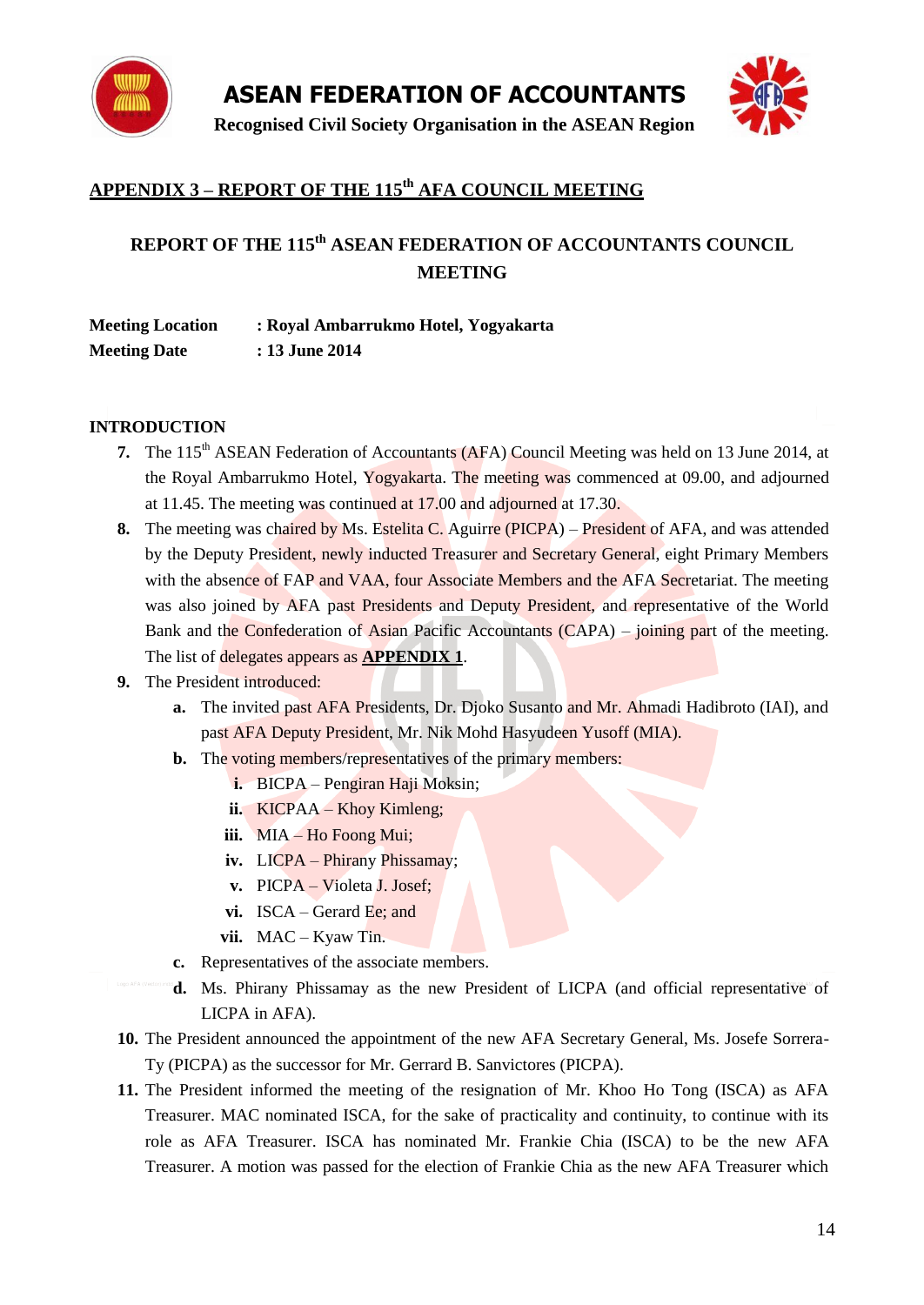# APPENDIX 3 – REPORT OF THE 115th AFA COUNCIL MEETING

## REPORT OF THE 115th ASEAN FEDERATION OF ACCOUNTANTS COUNCIL MEETING

**Meeting Location** : **Royal Ambarrukmo Hotel, Yogyakarta**
**Meeting Date** : **13 June 2014**

**INTRODUCTION**

7. The 115th ASEAN Federation of Accountants (AFA) Council Meeting was held on 13 June 2014, at the Royal Ambarrukmo Hotel, Yogyakarta. The meeting was commenced at 09.00, and adjourned at 11.45. The meeting was continued at 17.00 and adjourned at 17.30.
8. The meeting was chaired by Ms. Estelita C. Aguirre (PICPA) – President of AFA, and was attended by the Deputy President, newly inducted Treasurer and Secretary General, eight Primary Members with the absence of FAP and VAA, four Associate Members and the AFA Secretariat. The meeting was also joined by AFA past Presidents and Deputy President, and representative of the World Bank and the Confederation of Asian Pacific Accountants (CAPA) – joining part of the meeting. The list of delegates appears as **APPENDIX 1**.
9. The President introduced:
   a. The invited past AFA Presidents, Dr. Djoko Susanto and Mr. Ahmadi Hadibroto (IAI), and past AFA Deputy President, Mr. Nik Mohd Hasyudeen Yusoff (MIA).
   b. The voting members/representatives of the primary members:
      i. BICPA – Pengiran Haji Moksin;
      ii. KICPAA – Khoy Kimleng;
      iii. MIA – Ho Foong Mui;
      iv. LICPA – Phirany Phissamay;
      v. PICPA – Violeta J. Josef;
      vi. ISCA – Gerard Ee; and
      vii. MAC – Kyaw Tin.
   c. Representatives of the associate members.
   d. Ms. Phirany Phissamay as the new President of LICPA (and official representative of LICPA in AFA).
10. The President announced the appointment of the new AFA Secretary General, Ms. Josefe Sorrera-Ty (PICPA) as the successor for Mr. Gerrard B. Sanvictores (PICPA).
11. The President informed the meeting of the resignation of Mr. Khoo Ho Tong (ISCA) as AFA Treasurer. MAC nominated ISCA, for the sake of practicality and continuity, to continue with its role as AFA Treasurer. ISCA has nominated Mr. Frankie Chia (ISCA) to be the new AFA Treasurer. A motion was passed for the election of Frankie Chia as the new AFA Treasurer which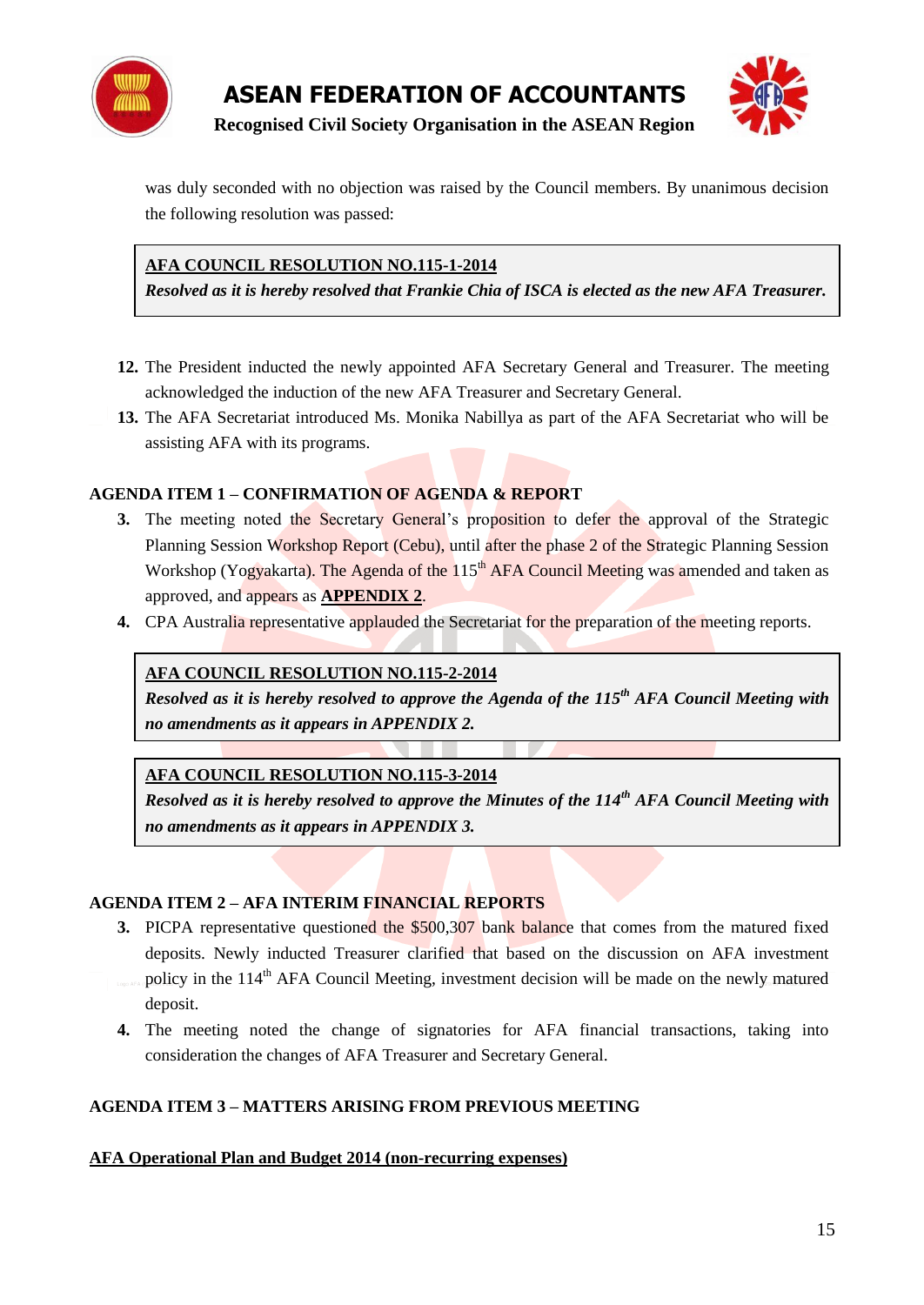was duly seconded with no objection was raised by the Council members. By unanimous decision the following resolution was passed:

> **AFA COUNCIL RESOLUTION NO.115-1-2014**
> ***Resolved as it is hereby resolved that Frankie Chia of ISCA is elected as the new AFA Treasurer.***

12. The President inducted the newly appointed AFA Secretary General and Treasurer. The meeting acknowledged the induction of the new AFA Treasurer and Secretary General.
13. The AFA Secretariat introduced Ms. Monika Nabillya as part of the AFA Secretariat who will be assisting AFA with its programs.

**AGENDA ITEM 1 – CONFIRMATION OF AGENDA & REPORT**

3. The meeting noted the Secretary General's proposition to defer the approval of the Strategic Planning Session Workshop Report (Cebu), until after the phase 2 of the Strategic Planning Session Workshop (Yogyakarta). The Agenda of the 115th AFA Council Meeting was amended and taken as approved, and appears as **APPENDIX 2**.
4. CPA Australia representative applauded the Secretariat for the preparation of the meeting reports.

> **AFA COUNCIL RESOLUTION NO.115-2-2014**
> ***Resolved as it is hereby resolved to approve the Agenda of the 115th AFA Council Meeting with no amendments as it appears in APPENDIX 2.***

> **AFA COUNCIL RESOLUTION NO.115-3-2014**
> ***Resolved as it is hereby resolved to approve the Minutes of the 114th AFA Council Meeting with no amendments as it appears in APPENDIX 3.***

**AGENDA ITEM 2 – AFA INTERIM FINANCIAL REPORTS**

3. PICPA representative questioned the $500,307 bank balance that comes from the matured fixed deposits. Newly inducted Treasurer clarified that based on the discussion on AFA investment policy in the 114th AFA Council Meeting, investment decision will be made on the newly matured deposit.
4. The meeting noted the change of signatories for AFA financial transactions, taking into consideration the changes of AFA Treasurer and Secretary General.

**AGENDA ITEM 3 – MATTERS ARISING FROM PREVIOUS MEETING**

**AFA Operational Plan and Budget 2014 (non-recurring expenses)**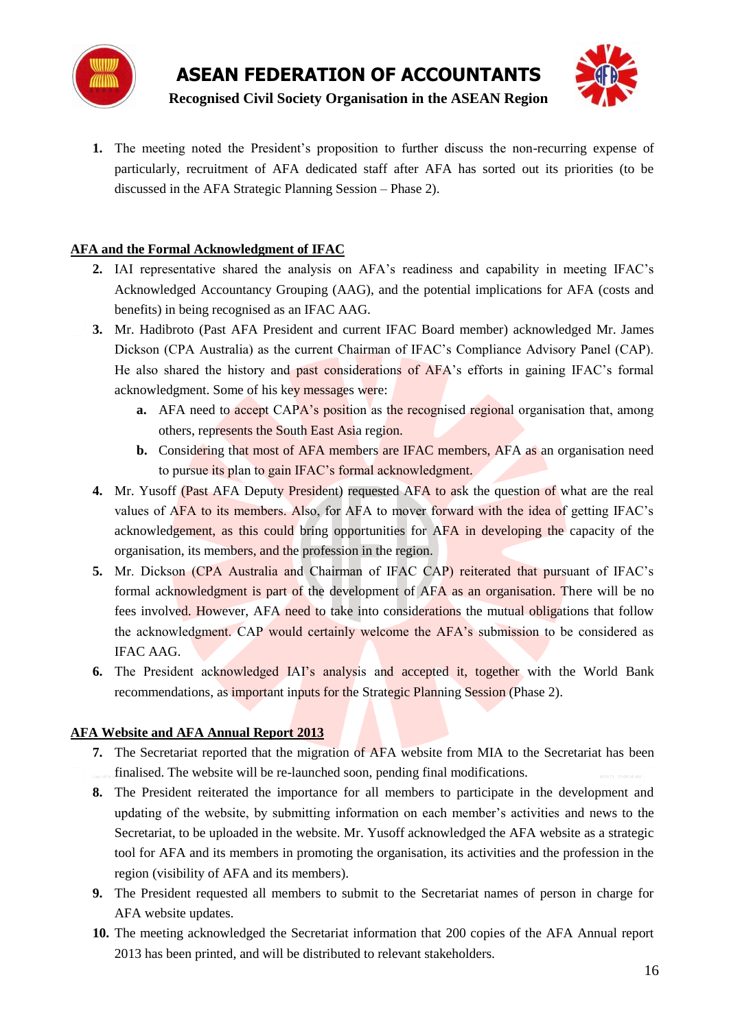1. The meeting noted the President's proposition to further discuss the non-recurring expense of particularly, recruitment of AFA dedicated staff after AFA has sorted out its priorities (to be discussed in the AFA Strategic Planning Session – Phase 2).

**AFA and the Formal Acknowledgment of IFAC**

2. IAI representative shared the analysis on AFA's readiness and capability in meeting IFAC's Acknowledged Accountancy Grouping (AAG), and the potential implications for AFA (costs and benefits) in being recognised as an IFAC AAG.
3. Mr. Hadibroto (Past AFA President and current IFAC Board member) acknowledged Mr. James Dickson (CPA Australia) as the current Chairman of IFAC's Compliance Advisory Panel (CAP). He also shared the history and past considerations of AFA's efforts in gaining IFAC's formal acknowledgment. Some of his key messages were:
   - **a.** AFA need to accept CAPA's position as the recognised regional organisation that, among others, represents the South East Asia region.
   - **b.** Considering that most of AFA members are IFAC members, AFA as an organisation need to pursue its plan to gain IFAC's formal acknowledgment.
4. Mr. Yusoff (Past AFA Deputy President) requested AFA to ask the question of what are the real values of AFA to its members. Also, for AFA to mover forward with the idea of getting IFAC's acknowledgement, as this could bring opportunities for AFA in developing the capacity of the organisation, its members, and the profession in the region.
5. Mr. Dickson (CPA Australia and Chairman of IFAC CAP) reiterated that pursuant of IFAC's formal acknowledgment is part of the development of AFA as an organisation. There will be no fees involved. However, AFA need to take into considerations the mutual obligations that follow the acknowledgment. CAP would certainly welcome the AFA's submission to be considered as IFAC AAG.
6. The President acknowledged IAI's analysis and accepted it, together with the World Bank recommendations, as important inputs for the Strategic Planning Session (Phase 2).

**AFA Website and AFA Annual Report 2013**

7. The Secretariat reported that the migration of AFA website from MIA to the Secretariat has been finalised. The website will be re-launched soon, pending final modifications.
8. The President reiterated the importance for all members to participate in the development and updating of the website, by submitting information on each member's activities and news to the Secretariat, to be uploaded in the website. Mr. Yusoff acknowledged the AFA website as a strategic tool for AFA and its members in promoting the organisation, its activities and the profession in the region (visibility of AFA and its members).
9. The President requested all members to submit to the Secretariat names of person in charge for AFA website updates.
10. The meeting acknowledged the Secretariat information that 200 copies of the AFA Annual report 2013 has been printed, and will be distributed to relevant stakeholders.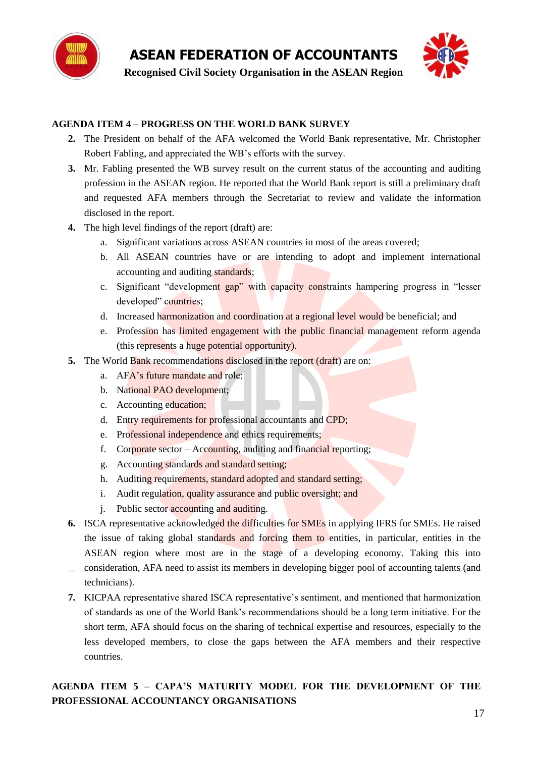## AGENDA ITEM 4 – PROGRESS ON THE WORLD BANK SURVEY

2. The President on behalf of the AFA welcomed the World Bank representative, Mr. Christopher Robert Fabling, and appreciated the WB's efforts with the survey.
3. Mr. Fabling presented the WB survey result on the current status of the accounting and auditing profession in the ASEAN region. He reported that the World Bank report is still a preliminary draft and requested AFA members through the Secretariat to review and validate the information disclosed in the report.
4. The high level findings of the report (draft) are:
   a. Significant variations across ASEAN countries in most of the areas covered;
   b. All ASEAN countries have or are intending to adopt and implement international accounting and auditing standards;
   c. Significant "development gap" with capacity constraints hampering progress in "lesser developed" countries;
   d. Increased harmonization and coordination at a regional level would be beneficial; and
   e. Profession has limited engagement with the public financial management reform agenda (this represents a huge potential opportunity).
5. The World Bank recommendations disclosed in the report (draft) are on:
   a. AFA's future mandate and role;
   b. National PAO development;
   c. Accounting education;
   d. Entry requirements for professional accountants and CPD;
   e. Professional independence and ethics requirements;
   f. Corporate sector – Accounting, auditing and financial reporting;
   g. Accounting standards and standard setting;
   h. Auditing requirements, standard adopted and standard setting;
   i. Audit regulation, quality assurance and public oversight; and
   j. Public sector accounting and auditing.
6. ISCA representative acknowledged the difficulties for SMEs in applying IFRS for SMEs. He raised the issue of taking global standards and forcing them to entities, in particular, entities in the ASEAN region where most are in the stage of a developing economy. Taking this into consideration, AFA need to assist its members in developing bigger pool of accounting talents (and technicians).
7. KICPAA representative shared ISCA representative's sentiment, and mentioned that harmonization of standards as one of the World Bank's recommendations should be a long term initiative. For the short term, AFA should focus on the sharing of technical expertise and resources, especially to the less developed members, to close the gaps between the AFA members and their respective countries.

## AGENDA ITEM 5 – CAPA'S MATURITY MODEL FOR THE DEVELOPMENT OF THE PROFESSIONAL ACCOUNTANCY ORGANISATIONS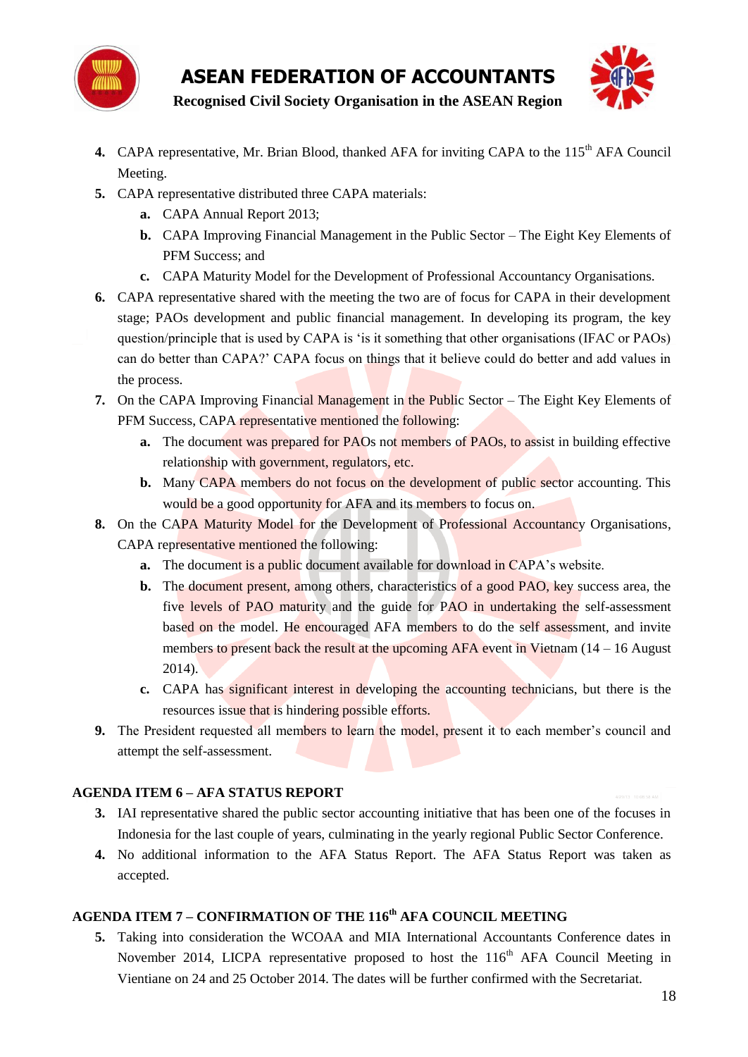4. CAPA representative, Mr. Brian Blood, thanked AFA for inviting CAPA to the 115th AFA Council Meeting.
5. CAPA representative distributed three CAPA materials:
   a. CAPA Annual Report 2013;
   b. CAPA Improving Financial Management in the Public Sector – The Eight Key Elements of PFM Success; and
   c. CAPA Maturity Model for the Development of Professional Accountancy Organisations.
6. CAPA representative shared with the meeting the two are of focus for CAPA in their development stage; PAOs development and public financial management. In developing its program, the key question/principle that is used by CAPA is 'is it something that other organisations (IFAC or PAOs) can do better than CAPA?' CAPA focus on things that it believe could do better and add values in the process.
7. On the CAPA Improving Financial Management in the Public Sector – The Eight Key Elements of PFM Success, CAPA representative mentioned the following:
   a. The document was prepared for PAOs not members of PAOs, to assist in building effective relationship with government, regulators, etc.
   b. Many CAPA members do not focus on the development of public sector accounting. This would be a good opportunity for AFA and its members to focus on.
8. On the CAPA Maturity Model for the Development of Professional Accountancy Organisations, CAPA representative mentioned the following:
   a. The document is a public document available for download in CAPA's website.
   b. The document present, among others, characteristics of a good PAO, key success area, the five levels of PAO maturity and the guide for PAO in undertaking the self-assessment based on the model. He encouraged AFA members to do the self assessment, and invite members to present back the result at the upcoming AFA event in Vietnam (14 – 16 August 2014).
   c. CAPA has significant interest in developing the accounting technicians, but there is the resources issue that is hindering possible efforts.
9. The President requested all members to learn the model, present it to each member's council and attempt the self-assessment.

## AGENDA ITEM 6 – AFA STATUS REPORT

3. IAI representative shared the public sector accounting initiative that has been one of the focuses in Indonesia for the last couple of years, culminating in the yearly regional Public Sector Conference.
4. No additional information to the AFA Status Report. The AFA Status Report was taken as accepted.

## AGENDA ITEM 7 – CONFIRMATION OF THE 116th AFA COUNCIL MEETING

5. Taking into consideration the WCOAA and MIA International Accountants Conference dates in November 2014, LICPA representative proposed to host the 116th AFA Council Meeting in Vientiane on 24 and 25 October 2014. The dates will be further confirmed with the Secretariat.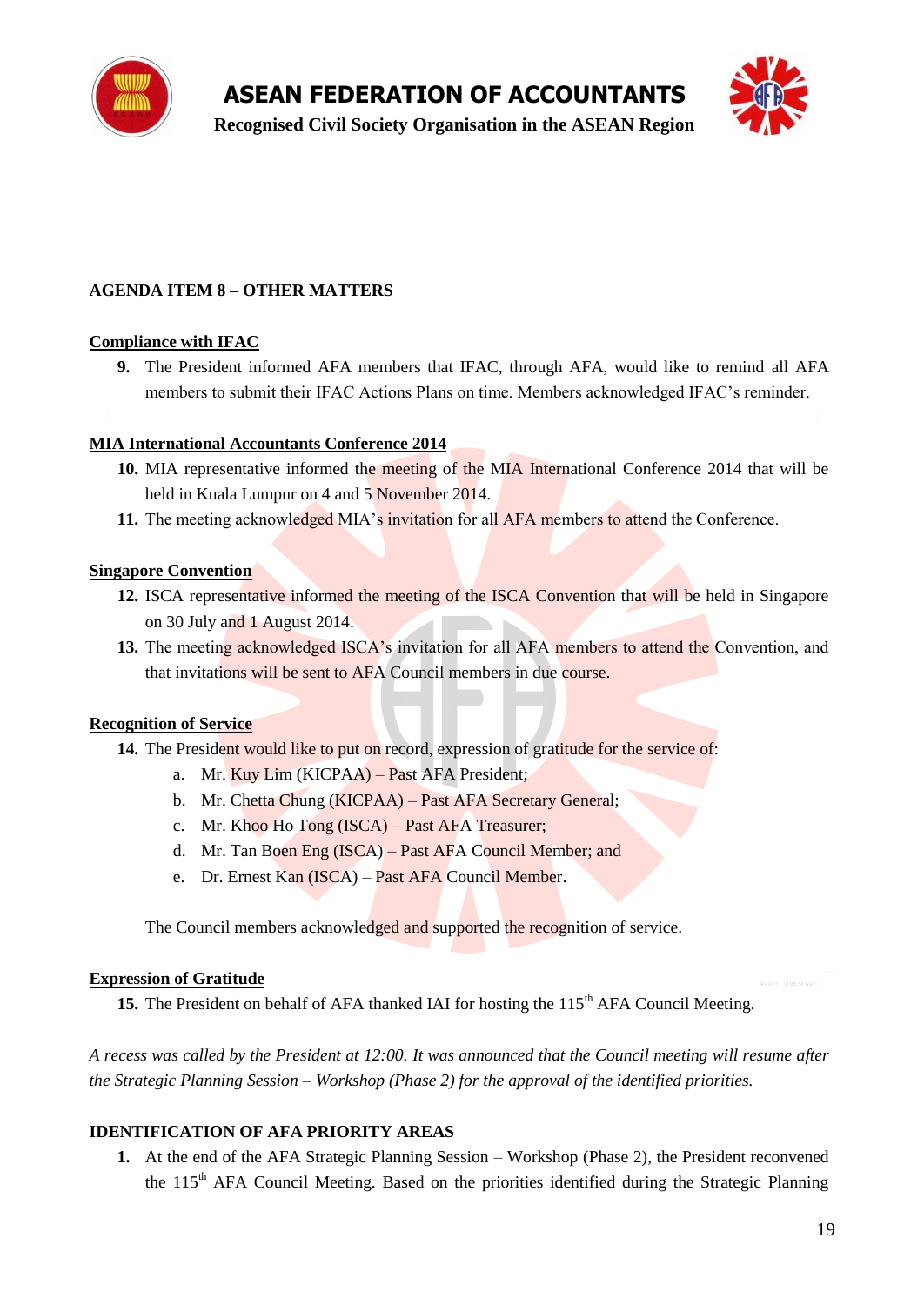**AGENDA ITEM 8 – OTHER MATTERS**

**Compliance with IFAC**

9. The President informed AFA members that IFAC, through AFA, would like to remind all AFA members to submit their IFAC Actions Plans on time. Members acknowledged IFAC's reminder.

**MIA International Accountants Conference 2014**

10. MIA representative informed the meeting of the MIA International Conference 2014 that will be held in Kuala Lumpur on 4 and 5 November 2014.
11. The meeting acknowledged MIA's invitation for all AFA members to attend the Conference.

**Singapore Convention**

12. ISCA representative informed the meeting of the ISCA Convention that will be held in Singapore on 30 July and 1 August 2014.
13. The meeting acknowledged ISCA's invitation for all AFA members to attend the Convention, and that invitations will be sent to AFA Council members in due course.

**Recognition of Service**

14. The President would like to put on record, expression of gratitude for the service of:
    a. Mr. Kuy Lim (KICPAA) – Past AFA President;
    b. Mr. Chetta Chung (KICPAA) – Past AFA Secretary General;
    c. Mr. Khoo Ho Tong (ISCA) – Past AFA Treasurer;
    d. Mr. Tan Boen Eng (ISCA) – Past AFA Council Member; and
    e. Dr. Ernest Kan (ISCA) – Past AFA Council Member.

    The Council members acknowledged and supported the recognition of service.

**Expression of Gratitude**

15. The President on behalf of AFA thanked IAI for hosting the 115th AFA Council Meeting.

*A recess was called by the President at 12:00. It was announced that the Council meeting will resume after the Strategic Planning Session – Workshop (Phase 2) for the approval of the identified priorities.*

**IDENTIFICATION OF AFA PRIORITY AREAS**

1. At the end of the AFA Strategic Planning Session – Workshop (Phase 2), the President reconvened the 115th AFA Council Meeting. Based on the priorities identified during the Strategic Planning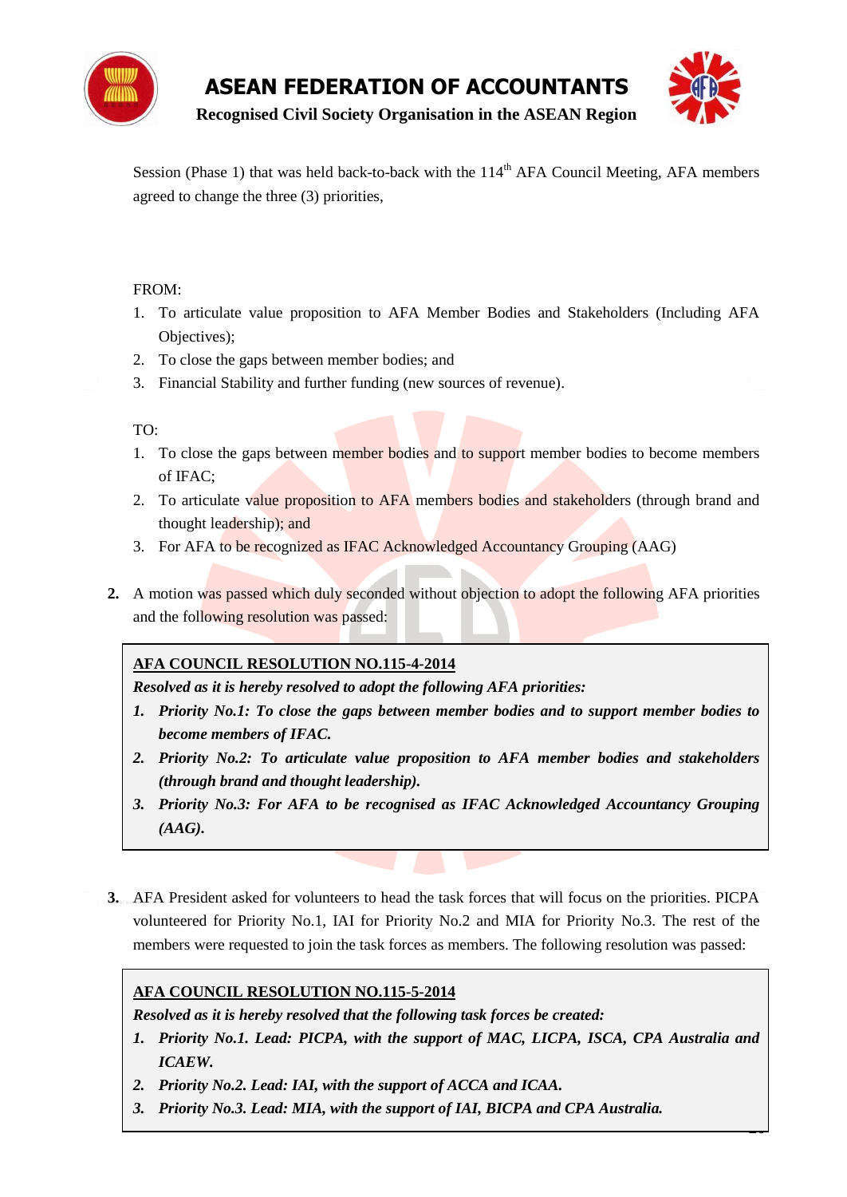Session (Phase 1) that was held back-to-back with the 114th AFA Council Meeting, AFA members agreed to change the three (3) priorities,

FROM:

1. To articulate value proposition to AFA Member Bodies and Stakeholders (Including AFA Objectives);
2. To close the gaps between member bodies; and
3. Financial Stability and further funding (new sources of revenue).

TO:

1. To close the gaps between member bodies and to support member bodies to become members of IFAC;
2. To articulate value proposition to AFA members bodies and stakeholders (through brand and thought leadership); and
3. For AFA to be recognized as IFAC Acknowledged Accountancy Grouping (AAG)

**2.** A motion was passed which duly seconded without objection to adopt the following AFA priorities and the following resolution was passed:

> **AFA COUNCIL RESOLUTION NO.115-4-2014**
>
> ***Resolved as it is hereby resolved to adopt the following AFA priorities:***
>
> 1. ***Priority No.1: To close the gaps between member bodies and to support member bodies to become members of IFAC.***
> 2. ***Priority No.2: To articulate value proposition to AFA member bodies and stakeholders (through brand and thought leadership).***
> 3. ***Priority No.3: For AFA to be recognised as IFAC Acknowledged Accountancy Grouping (AAG).***

**3.** AFA President asked for volunteers to head the task forces that will focus on the priorities. PICPA volunteered for Priority No.1, IAI for Priority No.2 and MIA for Priority No.3. The rest of the members were requested to join the task forces as members. The following resolution was passed:

> **AFA COUNCIL RESOLUTION NO.115-5-2014**
>
> ***Resolved as it is hereby resolved that the following task forces be created:***
>
> 1. ***Priority No.1. Lead: PICPA, with the support of MAC, LICPA, ISCA, CPA Australia and ICAEW.***
> 2. ***Priority No.2. Lead: IAI, with the support of ACCA and ICAA.***
> 3. ***Priority No.3. Lead: MIA, with the support of IAI, BICPA and CPA Australia.***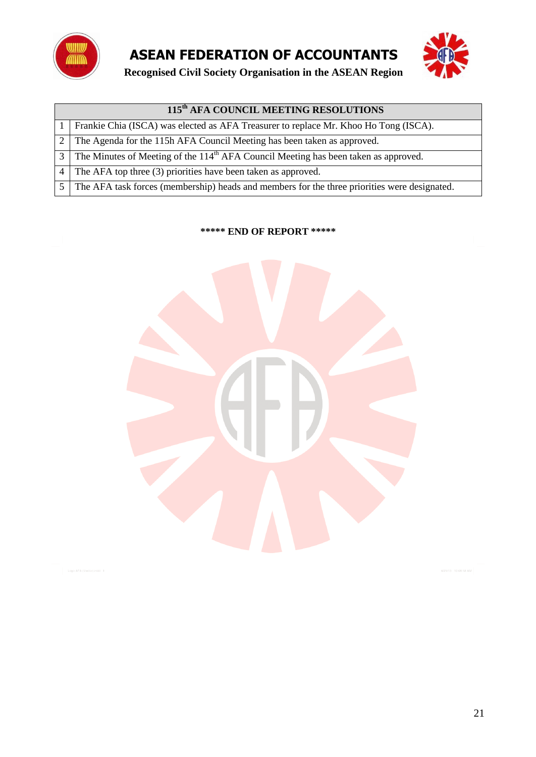| | 115th AFA COUNCIL MEETING RESOLUTIONS |
|---|---|
| 1 | Frankie Chia (ISCA) was elected as AFA Treasurer to replace Mr. Khoo Ho Tong (ISCA). |
| 2 | The Agenda for the 115h AFA Council Meeting has been taken as approved. |
| 3 | The Minutes of Meeting of the 114th AFA Council Meeting has been taken as approved. |
| 4 | The AFA top three (3) priorities have been taken as approved. |
| 5 | The AFA task forces (membership) heads and members for the three priorities were designated. |

**\*\*\*\*\* END OF REPORT \*\*\*\*\***